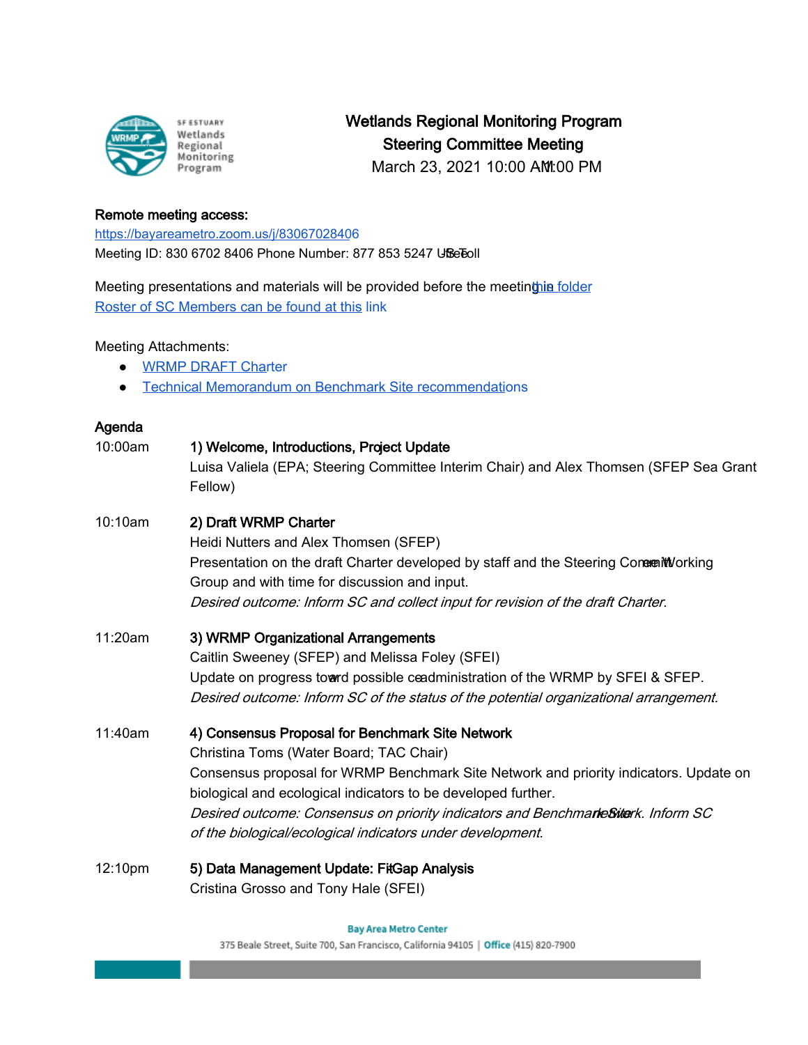# Wetlands Regional Monitoring Program
## Steering Committee Meeting
March 23, 2021 10:00 AM–1:00 PM

**Remote meeting access:**
https://bayareametro.zoom.us/j/83067028406
Meeting ID: 830 6702 8406 Phone Number: 877 853 5247 US Toll-free

Meeting presentations and materials will be provided before the meeting in this folder
Roster of SC Members can be found at this link

Meeting Attachments:

- WRMP DRAFT Charter
- Technical Memorandum on Benchmark Site recommendations

**Agenda**

10:00am **1) Welcome, Introductions, Project Update**
Luisa Valiela (EPA; Steering Committee Interim Chair) and Alex Thomsen (SFEP Sea Grant Fellow)

10:10am **2) Draft WRMP Charter**
Heidi Nutters and Alex Thomsen (SFEP)
Presentation on the draft Charter developed by staff and the Steering Committee Working Group and with time for discussion and input.
*Desired outcome: Inform SC and collect input for revision of the draft Charter.*

11:20am **3) WRMP Organizational Arrangements**
Caitlin Sweeney (SFEP) and Melissa Foley (SFEI)
Update on progress toward possible co-administration of the WRMP by SFEI & SFEP.
*Desired outcome: Inform SC of the status of the potential organizational arrangement.*

11:40am **4) Consensus Proposal for Benchmark Site Network**
Christina Toms (Water Board; TAC Chair)
Consensus proposal for WRMP Benchmark Site Network and priority indicators. Update on biological and ecological indicators to be developed further.
*Desired outcome: Consensus on priority indicators and Benchmark Site Network. Inform SC of the biological/ecological indicators under development.*

12:10pm **5) Data Management Update: Fit-Gap Analysis**
Cristina Grosso and Tony Hale (SFEI)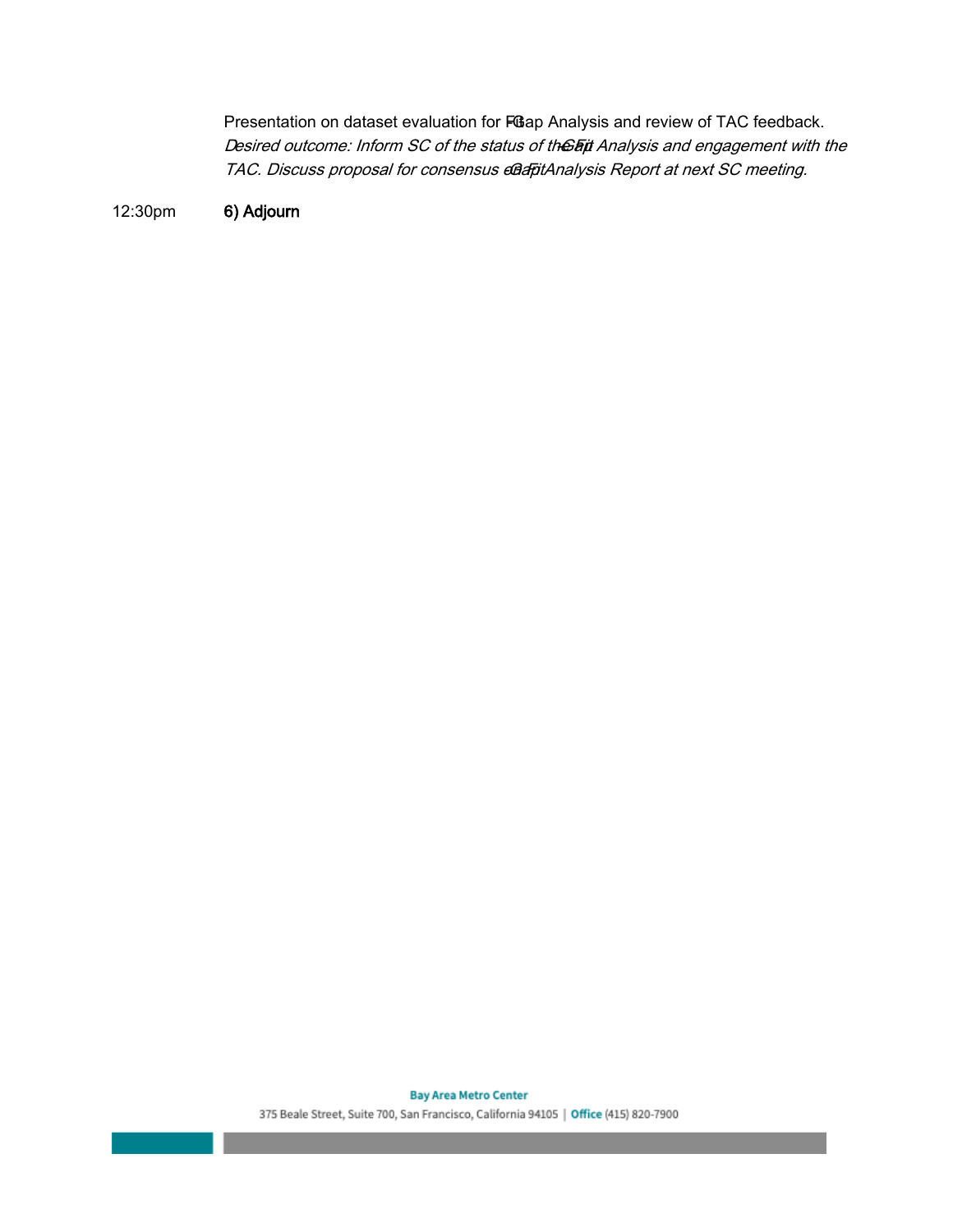Presentation on dataset evaluation for Fit-Gap Analysis and review of TAC feedback.
*Desired outcome: Inform SC of the status of the Fit-Gap Analysis and engagement with the TAC. Discuss proposal for consensus on Fit-Gap Analysis Report at next SC meeting.*

12:30pm **6) Adjourn**